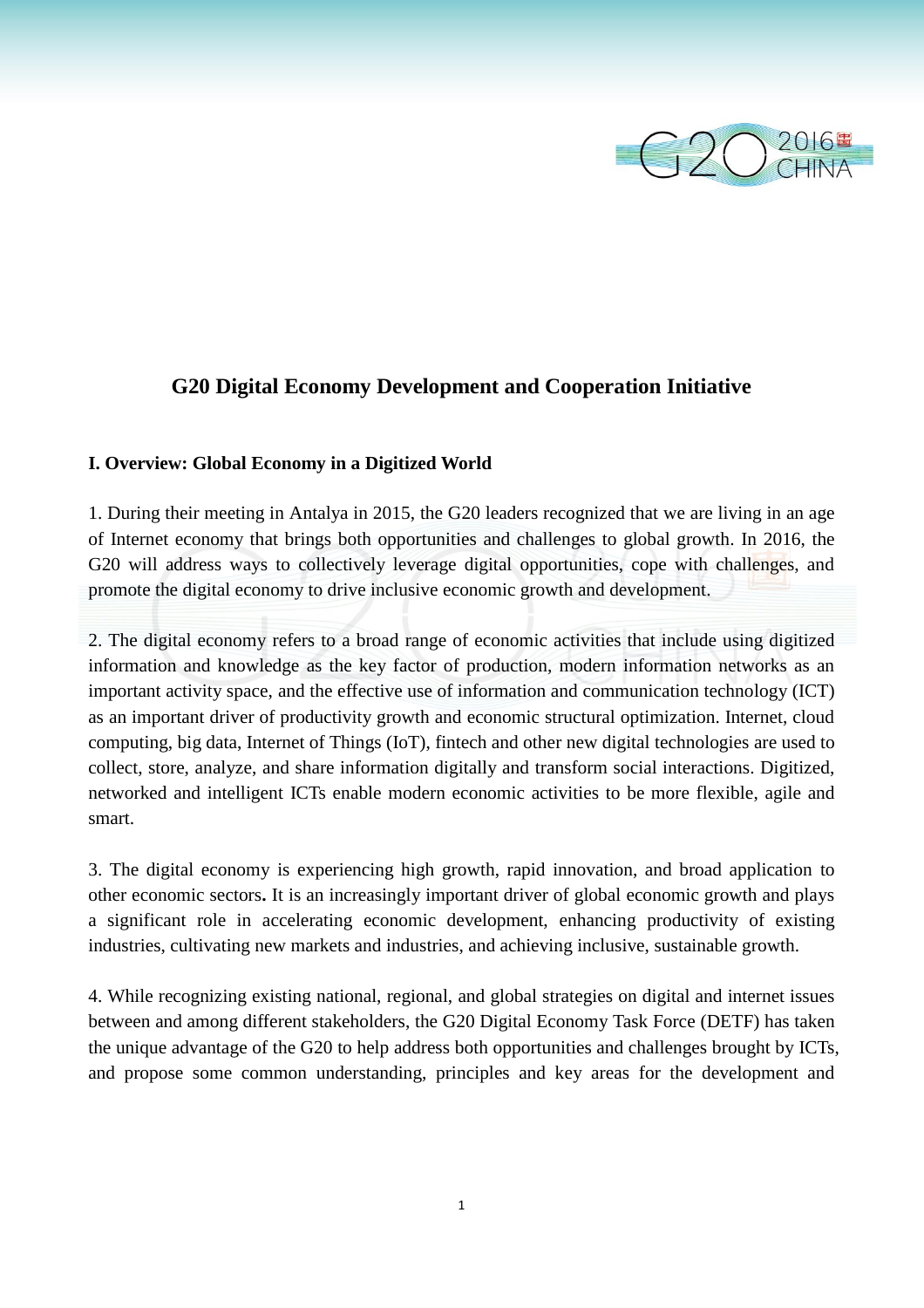# G20 Digital Economy Development and Cooperation Initiative

## I. Overview: Global Economy in a Digitized World

1. During their meeting in Antalya in 2015, the G20 leaders recognized that we are living in an age of Internet economy that brings both opportunities and challenges to global growth. In 2016, the G20 will address ways to collectively leverage digital opportunities, cope with challenges, and promote the digital economy to drive inclusive economic growth and development.

2. The digital economy refers to a broad range of economic activities that include using digitized information and knowledge as the key factor of production, modern information networks as an important activity space, and the effective use of information and communication technology (ICT) as an important driver of productivity growth and economic structural optimization. Internet, cloud computing, big data, Internet of Things (IoT), fintech and other new digital technologies are used to collect, store, analyze, and share information digitally and transform social interactions. Digitized, networked and intelligent ICTs enable modern economic activities to be more flexible, agile and smart.

3. The digital economy is experiencing high growth, rapid innovation, and broad application to other economic sectors**.** It is an increasingly important driver of global economic growth and plays a significant role in accelerating economic development, enhancing productivity of existing industries, cultivating new markets and industries, and achieving inclusive, sustainable growth.

4. While recognizing existing national, regional, and global strategies on digital and internet issues between and among different stakeholders, the G20 Digital Economy Task Force (DETF) has taken the unique advantage of the G20 to help address both opportunities and challenges brought by ICTs, and propose some common understanding, principles and key areas for the development and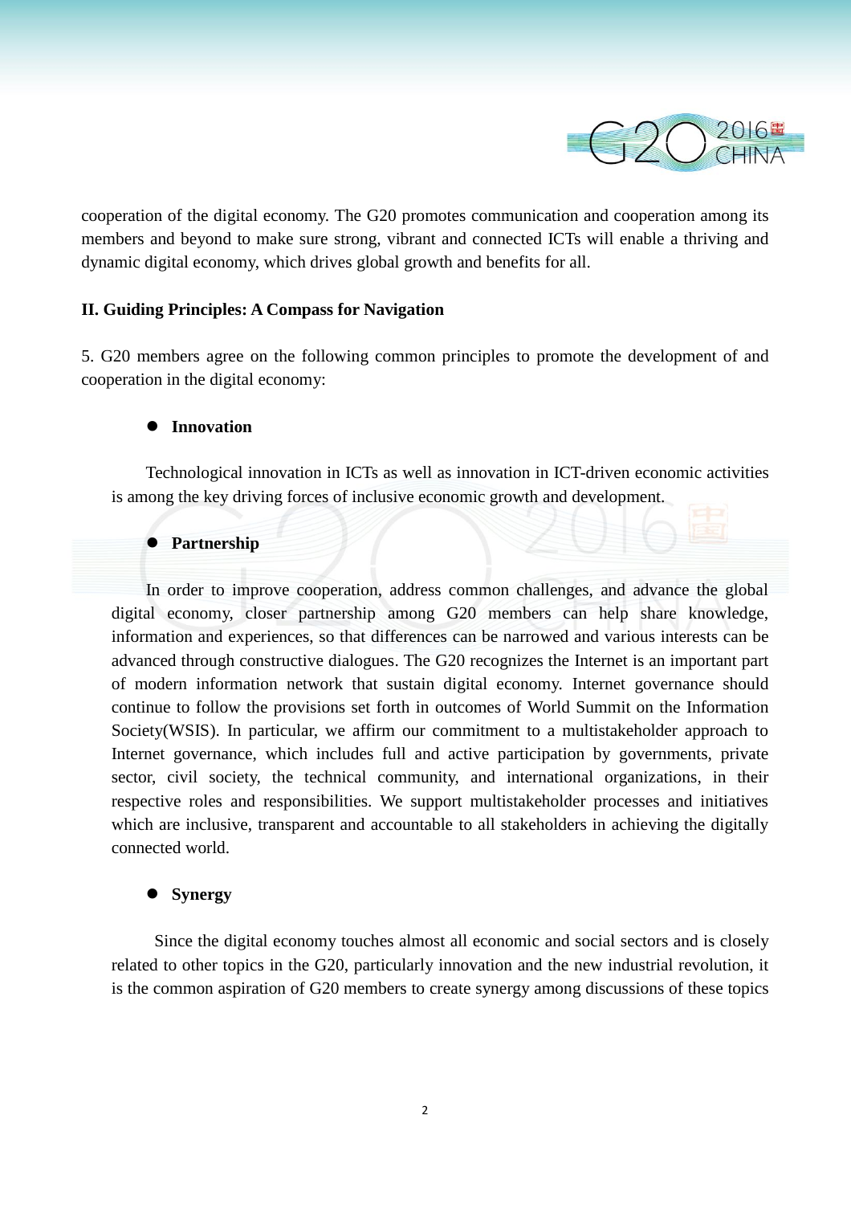cooperation of the digital economy. The G20 promotes communication and cooperation among its members and beyond to make sure strong, vibrant and connected ICTs will enable a thriving and dynamic digital economy, which drives global growth and benefits for all.

## II. Guiding Principles: A Compass for Navigation

5. G20 members agree on the following common principles to promote the development of and cooperation in the digital economy:

- **Innovation**

Technological innovation in ICTs as well as innovation in ICT-driven economic activities is among the key driving forces of inclusive economic growth and development.

- **Partnership**

In order to improve cooperation, address common challenges, and advance the global digital economy, closer partnership among G20 members can help share knowledge, information and experiences, so that differences can be narrowed and various interests can be advanced through constructive dialogues. The G20 recognizes the Internet is an important part of modern information network that sustain digital economy. Internet governance should continue to follow the provisions set forth in outcomes of World Summit on the Information Society(WSIS). In particular, we affirm our commitment to a multistakeholder approach to Internet governance, which includes full and active participation by governments, private sector, civil society, the technical community, and international organizations, in their respective roles and responsibilities. We support multistakeholder processes and initiatives which are inclusive, transparent and accountable to all stakeholders in achieving the digitally connected world.

- **Synergy**

Since the digital economy touches almost all economic and social sectors and is closely related to other topics in the G20, particularly innovation and the new industrial revolution, it is the common aspiration of G20 members to create synergy among discussions of these topics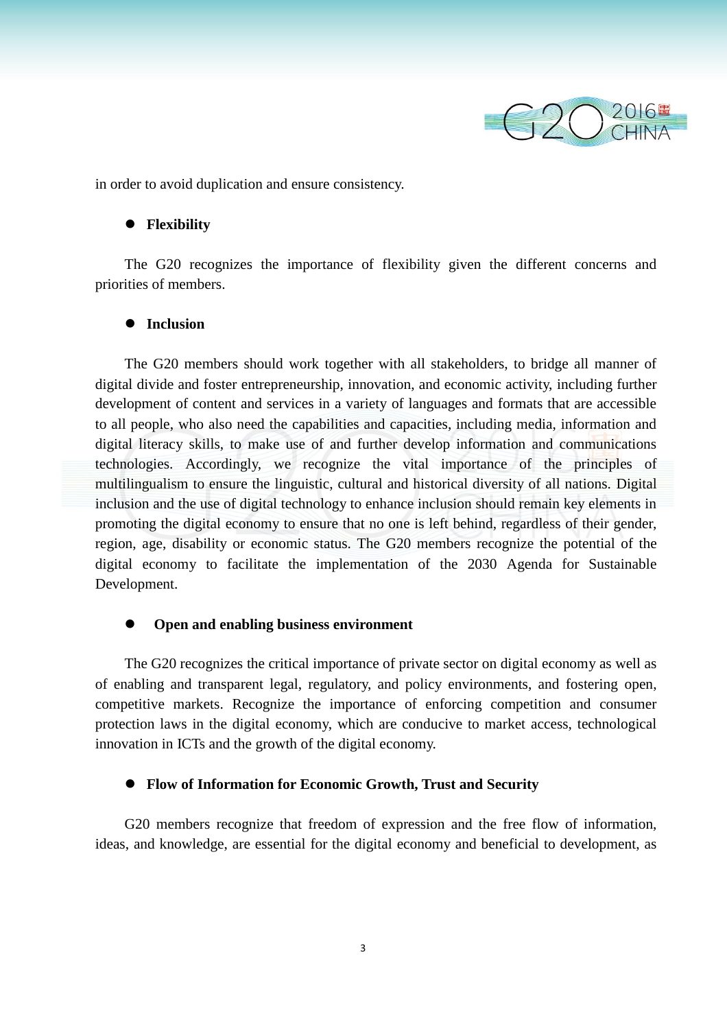in order to avoid duplication and ensure consistency.

- **Flexibility**

The G20 recognizes the importance of flexibility given the different concerns and priorities of members.

- **Inclusion**

The G20 members should work together with all stakeholders, to bridge all manner of digital divide and foster entrepreneurship, innovation, and economic activity, including further development of content and services in a variety of languages and formats that are accessible to all people, who also need the capabilities and capacities, including media, information and digital literacy skills, to make use of and further develop information and communications technologies. Accordingly, we recognize the vital importance of the principles of multilingualism to ensure the linguistic, cultural and historical diversity of all nations. Digital inclusion and the use of digital technology to enhance inclusion should remain key elements in promoting the digital economy to ensure that no one is left behind, regardless of their gender, region, age, disability or economic status. The G20 members recognize the potential of the digital economy to facilitate the implementation of the 2030 Agenda for Sustainable Development.

- **Open and enabling business environment**

The G20 recognizes the critical importance of private sector on digital economy as well as of enabling and transparent legal, regulatory, and policy environments, and fostering open, competitive markets. Recognize the importance of enforcing competition and consumer protection laws in the digital economy, which are conducive to market access, technological innovation in ICTs and the growth of the digital economy.

- **Flow of Information for Economic Growth, Trust and Security**

G20 members recognize that freedom of expression and the free flow of information, ideas, and knowledge, are essential for the digital economy and beneficial to development, as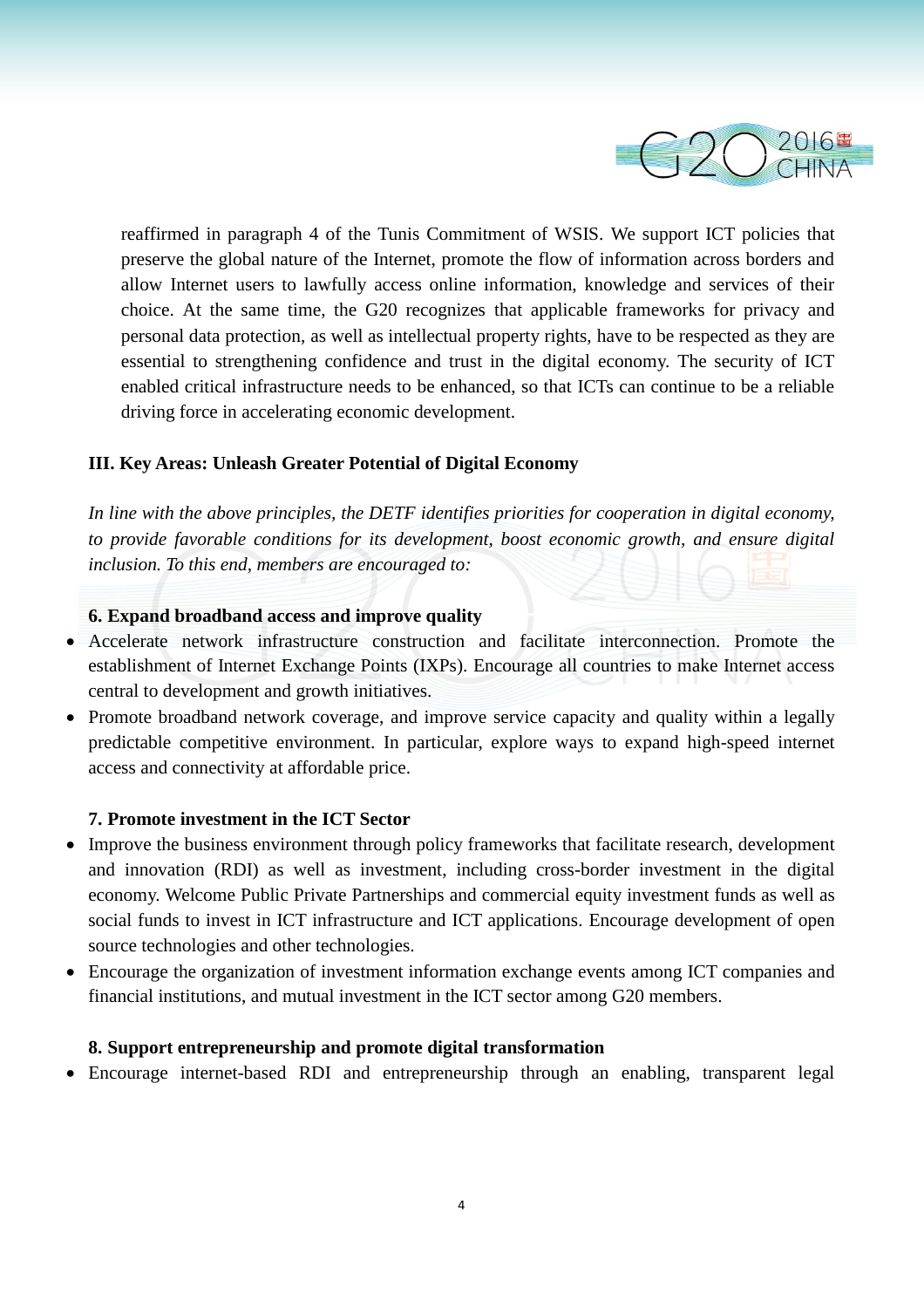reaffirmed in paragraph 4 of the Tunis Commitment of WSIS. We support ICT policies that preserve the global nature of the Internet, promote the flow of information across borders and allow Internet users to lawfully access online information, knowledge and services of their choice. At the same time, the G20 recognizes that applicable frameworks for privacy and personal data protection, as well as intellectual property rights, have to be respected as they are essential to strengthening confidence and trust in the digital economy. The security of ICT enabled critical infrastructure needs to be enhanced, so that ICTs can continue to be a reliable driving force in accelerating economic development.

## III. Key Areas: Unleash Greater Potential of Digital Economy

*In line with the above principles, the DETF identifies priorities for cooperation in digital economy, to provide favorable conditions for its development, boost economic growth, and ensure digital inclusion. To this end, members are encouraged to:*

### 6. Expand broadband access and improve quality

- Accelerate network infrastructure construction and facilitate interconnection. Promote the establishment of Internet Exchange Points (IXPs). Encourage all countries to make Internet access central to development and growth initiatives.
- Promote broadband network coverage, and improve service capacity and quality within a legally predictable competitive environment. In particular, explore ways to expand high-speed internet access and connectivity at affordable price.

### 7. Promote investment in the ICT Sector

- Improve the business environment through policy frameworks that facilitate research, development and innovation (RDI) as well as investment, including cross-border investment in the digital economy. Welcome Public Private Partnerships and commercial equity investment funds as well as social funds to invest in ICT infrastructure and ICT applications. Encourage development of open source technologies and other technologies.
- Encourage the organization of investment information exchange events among ICT companies and financial institutions, and mutual investment in the ICT sector among G20 members.

### 8. Support entrepreneurship and promote digital transformation

- Encourage internet-based RDI and entrepreneurship through an enabling, transparent legal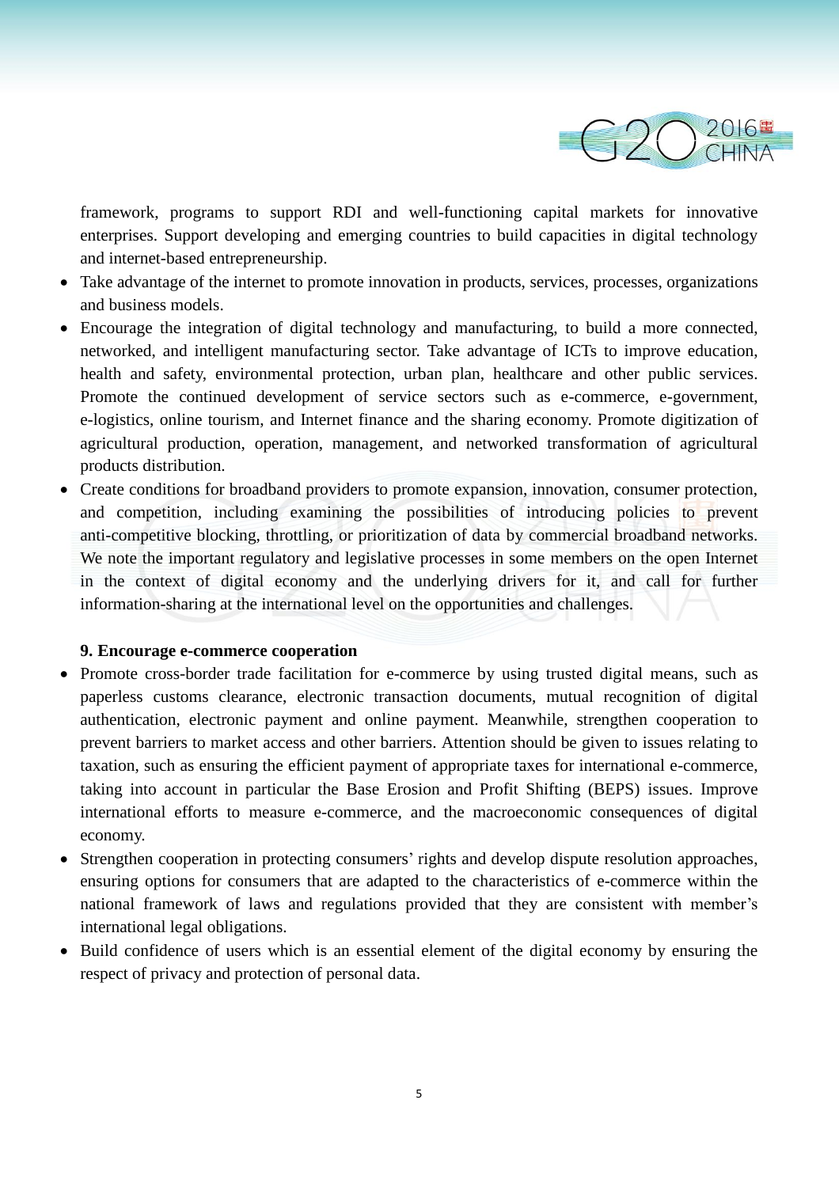framework, programs to support RDI and well-functioning capital markets for innovative enterprises. Support developing and emerging countries to build capacities in digital technology and internet-based entrepreneurship.

- Take advantage of the internet to promote innovation in products, services, processes, organizations and business models.
- Encourage the integration of digital technology and manufacturing, to build a more connected, networked, and intelligent manufacturing sector. Take advantage of ICTs to improve education, health and safety, environmental protection, urban plan, healthcare and other public services. Promote the continued development of service sectors such as e-commerce, e-government, e-logistics, online tourism, and Internet finance and the sharing economy. Promote digitization of agricultural production, operation, management, and networked transformation of agricultural products distribution.
- Create conditions for broadband providers to promote expansion, innovation, consumer protection, and competition, including examining the possibilities of introducing policies to prevent anti-competitive blocking, throttling, or prioritization of data by commercial broadband networks. We note the important regulatory and legislative processes in some members on the open Internet in the context of digital economy and the underlying drivers for it, and call for further information-sharing at the international level on the opportunities and challenges.

**9. Encourage e-commerce cooperation**

- Promote cross-border trade facilitation for e-commerce by using trusted digital means, such as paperless customs clearance, electronic transaction documents, mutual recognition of digital authentication, electronic payment and online payment. Meanwhile, strengthen cooperation to prevent barriers to market access and other barriers. Attention should be given to issues relating to taxation, such as ensuring the efficient payment of appropriate taxes for international e-commerce, taking into account in particular the Base Erosion and Profit Shifting (BEPS) issues. Improve international efforts to measure e-commerce, and the macroeconomic consequences of digital economy.
- Strengthen cooperation in protecting consumers' rights and develop dispute resolution approaches, ensuring options for consumers that are adapted to the characteristics of e-commerce within the national framework of laws and regulations provided that they are consistent with member's international legal obligations.
- Build confidence of users which is an essential element of the digital economy by ensuring the respect of privacy and protection of personal data.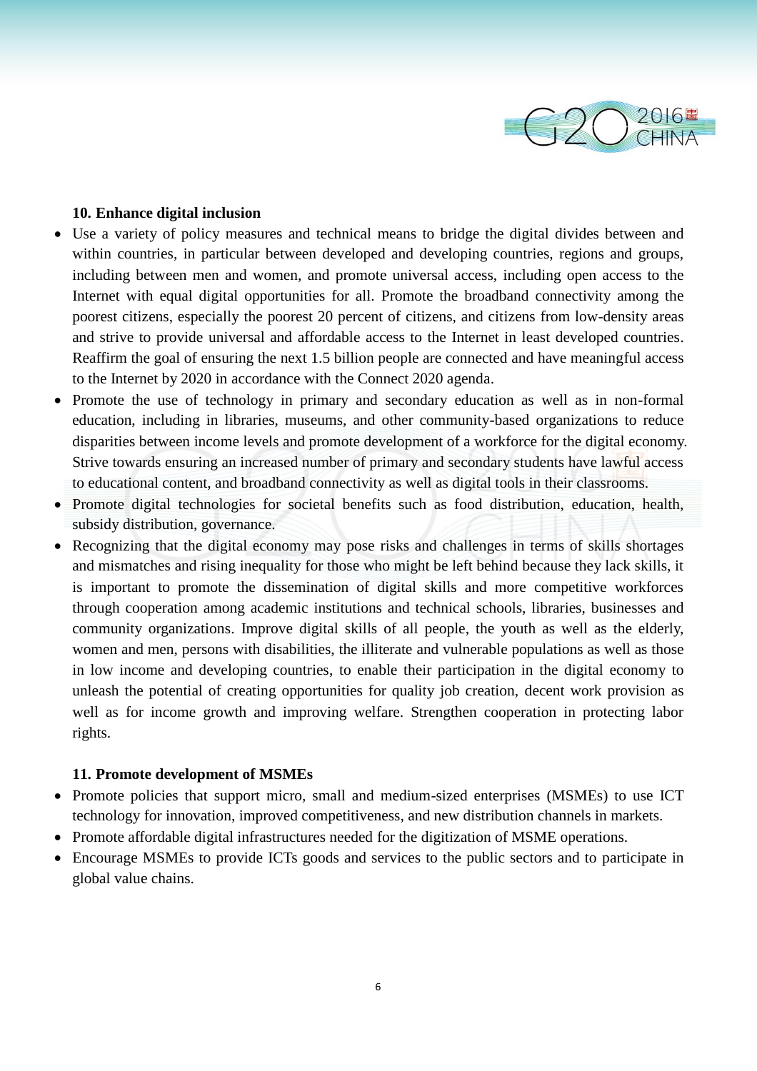**10. Enhance digital inclusion**

- Use a variety of policy measures and technical means to bridge the digital divides between and within countries, in particular between developed and developing countries, regions and groups, including between men and women, and promote universal access, including open access to the Internet with equal digital opportunities for all. Promote the broadband connectivity among the poorest citizens, especially the poorest 20 percent of citizens, and citizens from low-density areas and strive to provide universal and affordable access to the Internet in least developed countries. Reaffirm the goal of ensuring the next 1.5 billion people are connected and have meaningful access to the Internet by 2020 in accordance with the Connect 2020 agenda.
- Promote the use of technology in primary and secondary education as well as in non-formal education, including in libraries, museums, and other community-based organizations to reduce disparities between income levels and promote development of a workforce for the digital economy. Strive towards ensuring an increased number of primary and secondary students have lawful access to educational content, and broadband connectivity as well as digital tools in their classrooms.
- Promote digital technologies for societal benefits such as food distribution, education, health, subsidy distribution, governance.
- Recognizing that the digital economy may pose risks and challenges in terms of skills shortages and mismatches and rising inequality for those who might be left behind because they lack skills, it is important to promote the dissemination of digital skills and more competitive workforces through cooperation among academic institutions and technical schools, libraries, businesses and community organizations. Improve digital skills of all people, the youth as well as the elderly, women and men, persons with disabilities, the illiterate and vulnerable populations as well as those in low income and developing countries, to enable their participation in the digital economy to unleash the potential of creating opportunities for quality job creation, decent work provision as well as for income growth and improving welfare. Strengthen cooperation in protecting labor rights.

**11. Promote development of MSMEs**

- Promote policies that support micro, small and medium-sized enterprises (MSMEs) to use ICT technology for innovation, improved competitiveness, and new distribution channels in markets.
- Promote affordable digital infrastructures needed for the digitization of MSME operations.
- Encourage MSMEs to provide ICTs goods and services to the public sectors and to participate in global value chains.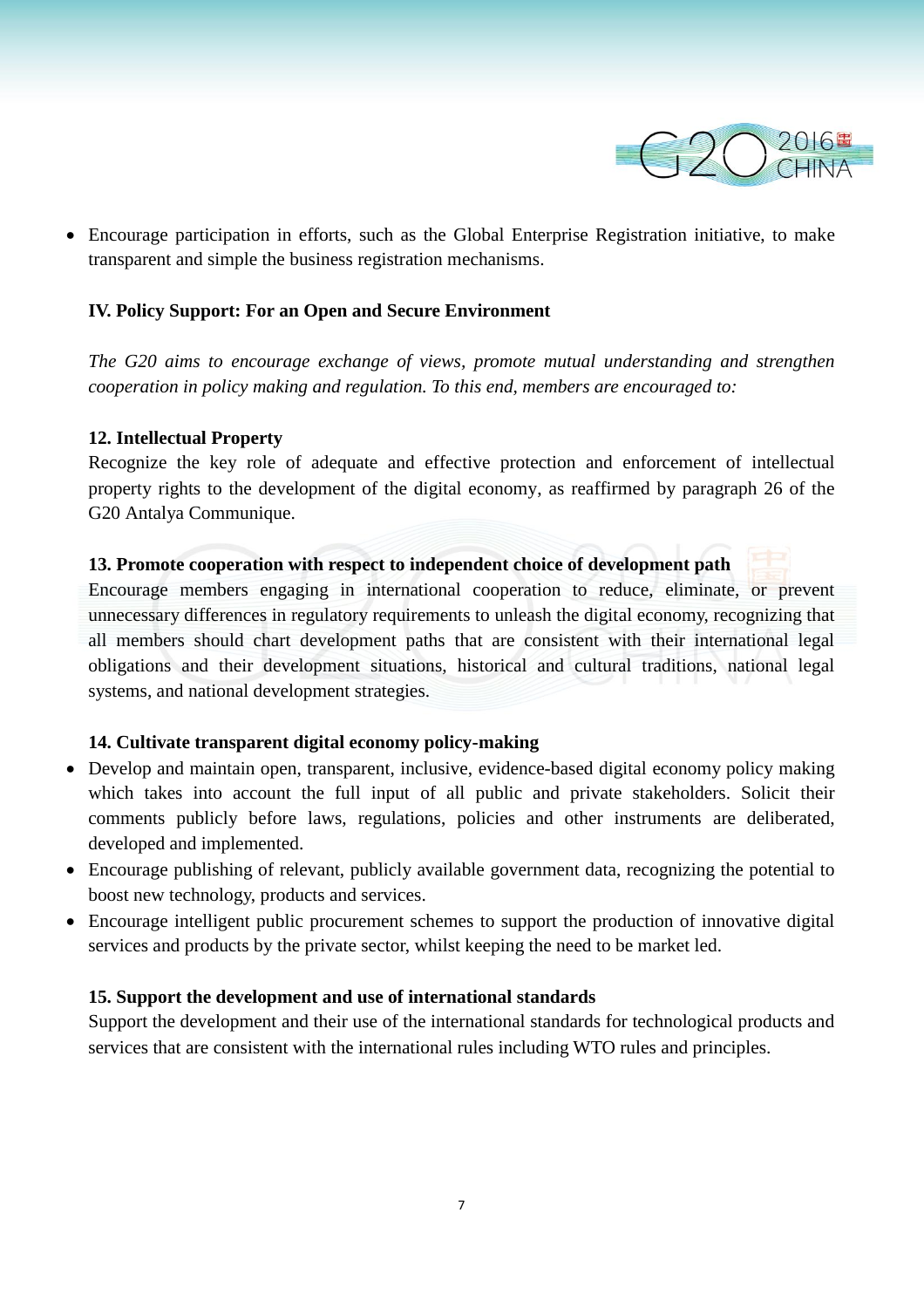- Encourage participation in efforts, such as the Global Enterprise Registration initiative, to make transparent and simple the business registration mechanisms.

**IV. Policy Support: For an Open and Secure Environment**

*The G20 aims to encourage exchange of views, promote mutual understanding and strengthen cooperation in policy making and regulation. To this end, members are encouraged to:*

**12. Intellectual Property**

Recognize the key role of adequate and effective protection and enforcement of intellectual property rights to the development of the digital economy, as reaffirmed by paragraph 26 of the G20 Antalya Communique.

**13. Promote cooperation with respect to independent choice of development path**

Encourage members engaging in international cooperation to reduce, eliminate, or prevent unnecessary differences in regulatory requirements to unleash the digital economy, recognizing that all members should chart development paths that are consistent with their international legal obligations and their development situations, historical and cultural traditions, national legal systems, and national development strategies.

**14. Cultivate transparent digital economy policy-making**

- Develop and maintain open, transparent, inclusive, evidence-based digital economy policy making which takes into account the full input of all public and private stakeholders. Solicit their comments publicly before laws, regulations, policies and other instruments are deliberated, developed and implemented.
- Encourage publishing of relevant, publicly available government data, recognizing the potential to boost new technology, products and services.
- Encourage intelligent public procurement schemes to support the production of innovative digital services and products by the private sector, whilst keeping the need to be market led.

**15. Support the development and use of international standards**

Support the development and their use of the international standards for technological products and services that are consistent with the international rules including WTO rules and principles.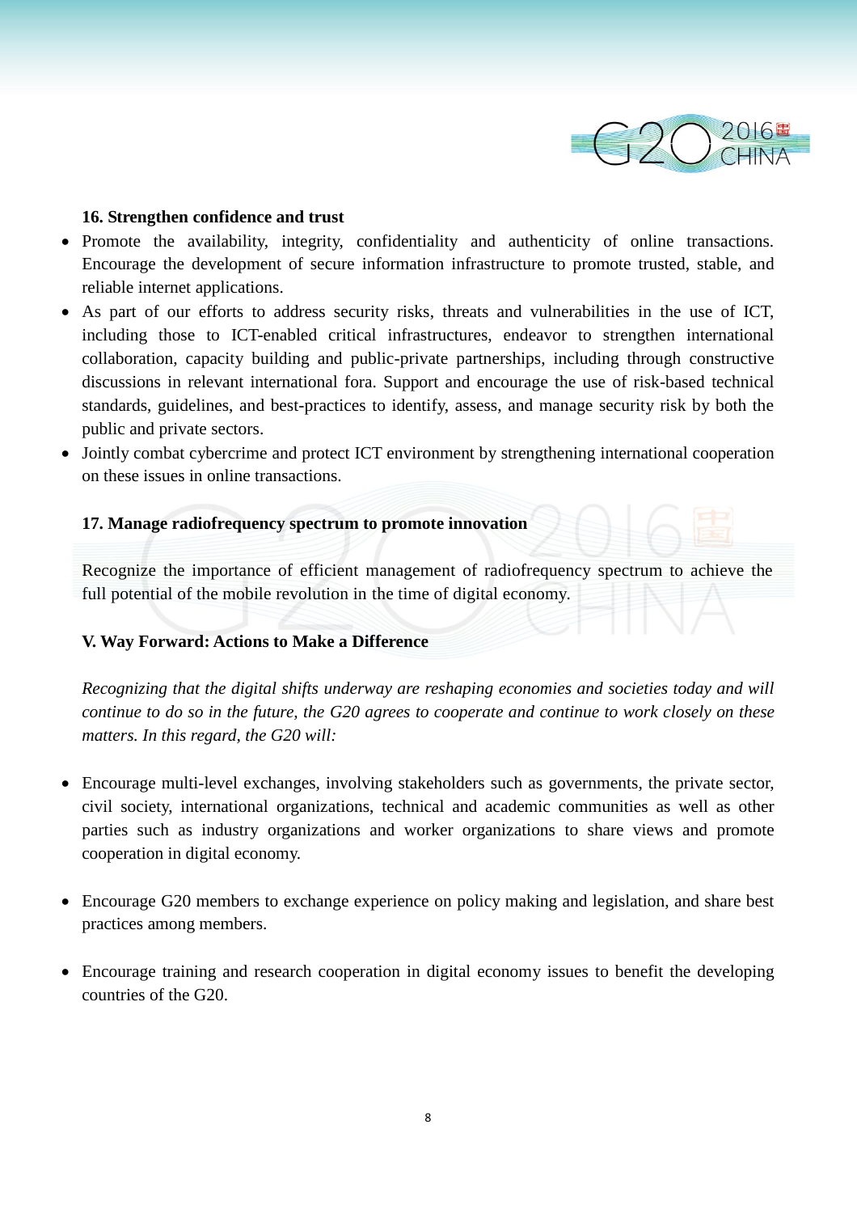**16. Strengthen confidence and trust**

- Promote the availability, integrity, confidentiality and authenticity of online transactions. Encourage the development of secure information infrastructure to promote trusted, stable, and reliable internet applications.
- As part of our efforts to address security risks, threats and vulnerabilities in the use of ICT, including those to ICT-enabled critical infrastructures, endeavor to strengthen international collaboration, capacity building and public-private partnerships, including through constructive discussions in relevant international fora. Support and encourage the use of risk-based technical standards, guidelines, and best-practices to identify, assess, and manage security risk by both the public and private sectors.
- Jointly combat cybercrime and protect ICT environment by strengthening international cooperation on these issues in online transactions.

**17. Manage radiofrequency spectrum to promote innovation**

Recognize the importance of efficient management of radiofrequency spectrum to achieve the full potential of the mobile revolution in the time of digital economy.

**V. Way Forward: Actions to Make a Difference**

*Recognizing that the digital shifts underway are reshaping economies and societies today and will continue to do so in the future, the G20 agrees to cooperate and continue to work closely on these matters. In this regard, the G20 will:*

- Encourage multi-level exchanges, involving stakeholders such as governments, the private sector, civil society, international organizations, technical and academic communities as well as other parties such as industry organizations and worker organizations to share views and promote cooperation in digital economy.

- Encourage G20 members to exchange experience on policy making and legislation, and share best practices among members.

- Encourage training and research cooperation in digital economy issues to benefit the developing countries of the G20.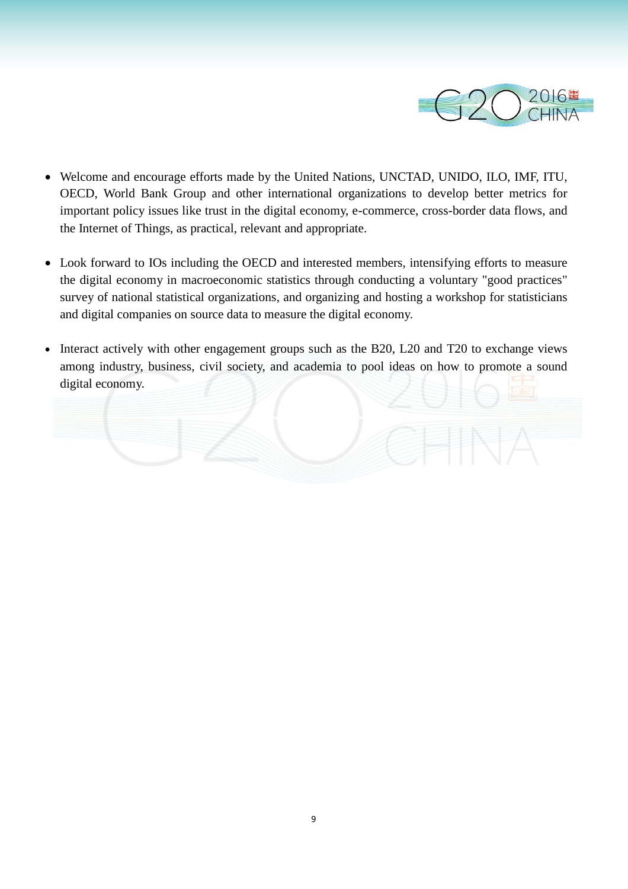- Welcome and encourage efforts made by the United Nations, UNCTAD, UNIDO, ILO, IMF, ITU, OECD, World Bank Group and other international organizations to develop better metrics for important policy issues like trust in the digital economy, e-commerce, cross-border data flows, and the Internet of Things, as practical, relevant and appropriate.

- Look forward to IOs including the OECD and interested members, intensifying efforts to measure the digital economy in macroeconomic statistics through conducting a voluntary "good practices" survey of national statistical organizations, and organizing and hosting a workshop for statisticians and digital companies on source data to measure the digital economy.

- Interact actively with other engagement groups such as the B20, L20 and T20 to exchange views among industry, business, civil society, and academia to pool ideas on how to promote a sound digital economy.